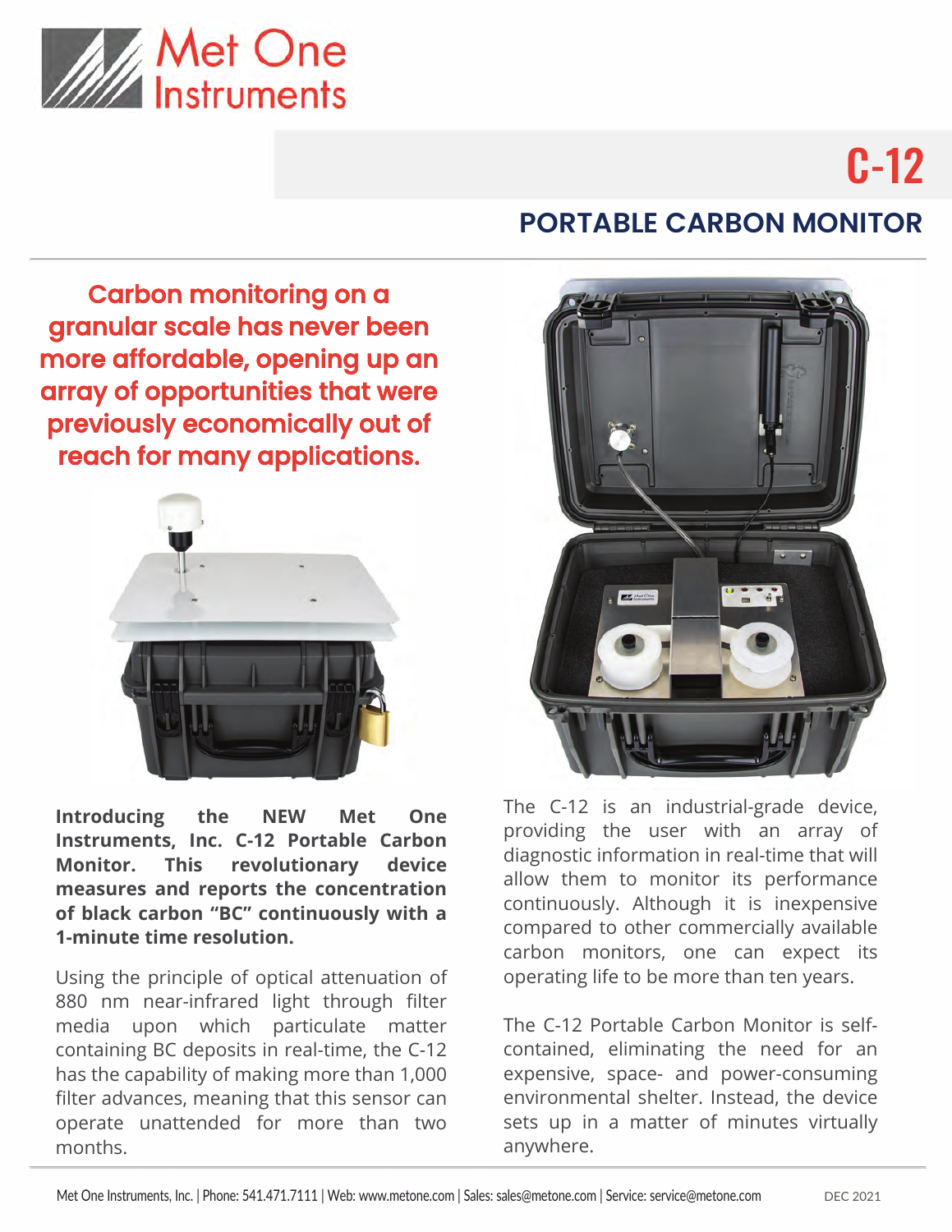Met One Instruments

# C-12

## PORTABLE CARBON MONITOR

**Carbon monitoring on a granular scale has never been more affordable, opening up an array of opportunities that were previously economically out of reach for many applications.**

**Introducing the NEW Met One Instruments, Inc. C-12 Portable Carbon Monitor. This revolutionary device measures and reports the concentration of black carbon "BC" continuously with a 1-minute time resolution.**

Using the principle of optical attenuation of 880 nm near-infrared light through filter media upon which particulate matter containing BC deposits in real-time, the C-12 has the capability of making more than 1,000 filter advances, meaning that this sensor can operate unattended for more than two months.

The C-12 is an industrial-grade device, providing the user with an array of diagnostic information in real-time that will allow them to monitor its performance continuously. Although it is inexpensive compared to other commercially available carbon monitors, one can expect its operating life to be more than ten years.

The C-12 Portable Carbon Monitor is self-contained, eliminating the need for an expensive, space- and power-consuming environmental shelter. Instead, the device sets up in a matter of minutes virtually anywhere.

Met One Instruments, Inc. | Phone: 541.471.7111 | Web: www.metone.com | Sales: sales@metone.com | Service: service@metone.com DEC 2021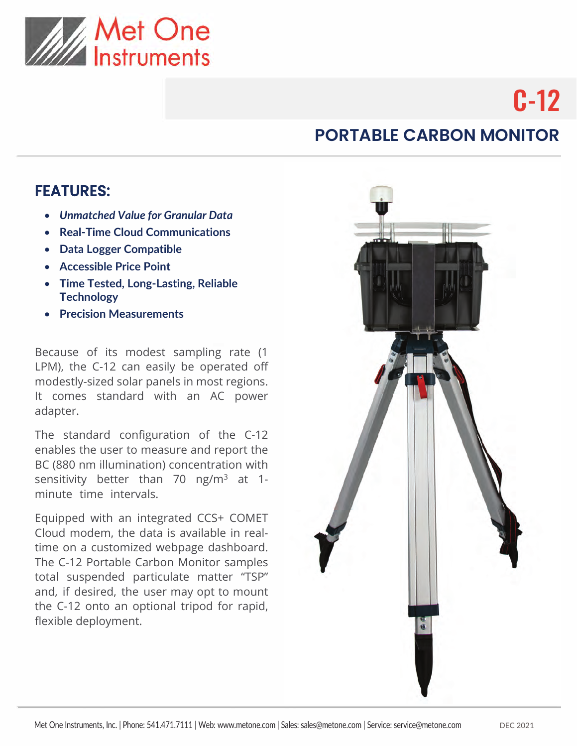# C-12

## PORTABLE CARBON MONITOR

### FEATURES:

- *Unmatched Value for Granular Data*
- **Real-Time Cloud Communications**
- **Data Logger Compatible**
- **Accessible Price Point**
- **Time Tested, Long-Lasting, Reliable Technology**
- **Precision Measurements**

Because of its modest sampling rate (1 LPM), the C-12 can easily be operated off modestly-sized solar panels in most regions. It comes standard with an AC power adapter.

The standard configuration of the C-12 enables the user to measure and report the BC (880 nm illumination) concentration with sensitivity better than 70 ng/$m^3$ at 1-minute time intervals.

Equipped with an integrated CCS+ COMET Cloud modem, the data is available in real-time on a customized webpage dashboard. The C-12 Portable Carbon Monitor samples total suspended particulate matter "TSP" and, if desired, the user may opt to mount the C-12 onto an optional tripod for rapid, flexible deployment.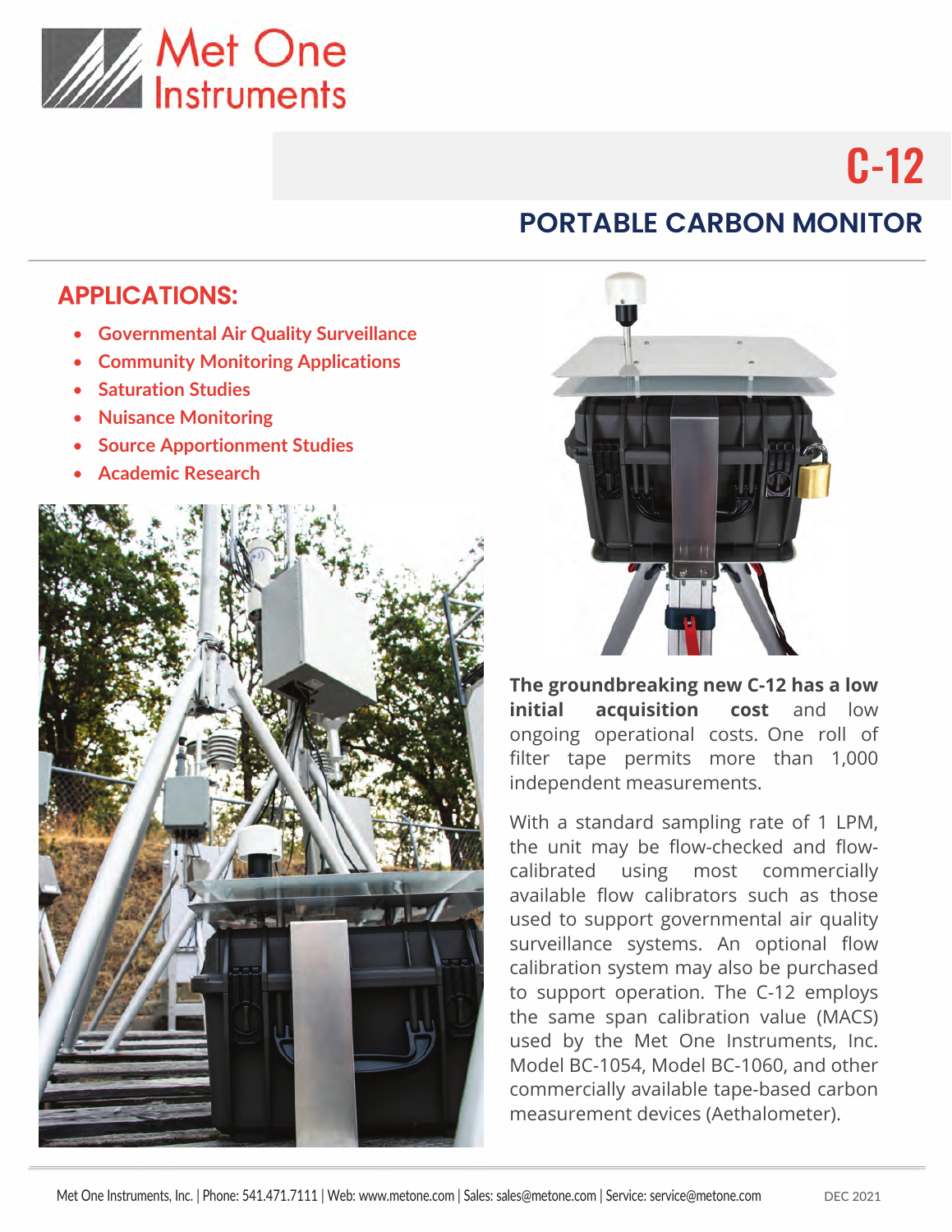Met One Instruments

# C-12

## PORTABLE CARBON MONITOR

### APPLICATIONS:

- Governmental Air Quality Surveillance
- Community Monitoring Applications
- Saturation Studies
- Nuisance Monitoring
- Source Apportionment Studies
- Academic Research

**The groundbreaking new C-12 has a low initial acquisition cost** and low ongoing operational costs. One roll of filter tape permits more than 1,000 independent measurements.

With a standard sampling rate of 1 LPM, the unit may be flow-checked and flow-calibrated using most commercially available flow calibrators such as those used to support governmental air quality surveillance systems. An optional flow calibration system may also be purchased to support operation. The C-12 employs the same span calibration value (MACS) used by the Met One Instruments, Inc. Model BC-1054, Model BC-1060, and other commercially available tape-based carbon measurement devices (Aethalometer).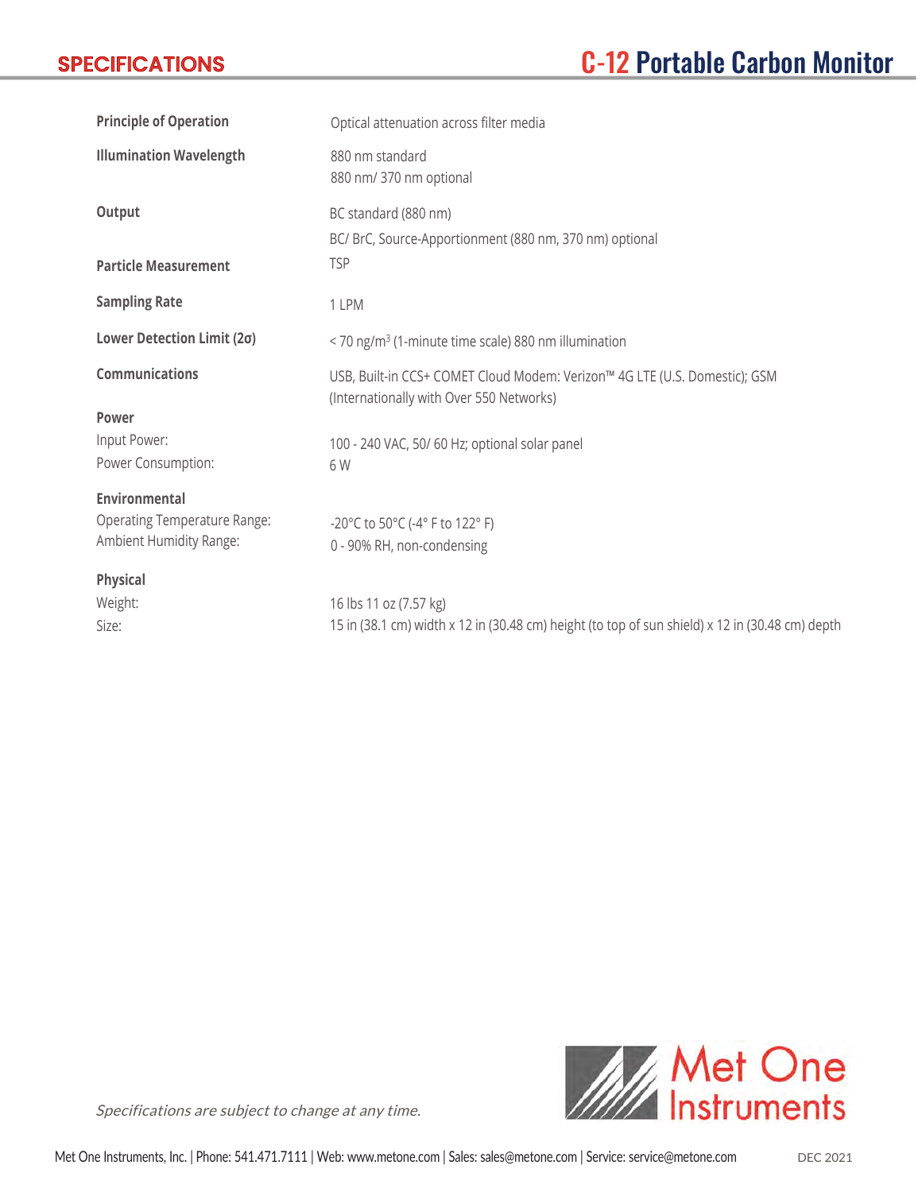## SPECIFICATIONS

# C-12 Portable Carbon Monitor

| | |
|---|---|
| **Principle of Operation** | Optical attenuation across filter media |
| **Illumination Wavelength** | 880 nm standard<br>880 nm/ 370 nm optional |
| **Output** | BC standard (880 nm)<br>BC/ BrC, Source-Apportionment (880 nm, 370 nm) optional |
| **Particle Measurement** | TSP |
| **Sampling Rate** | 1 LPM |
| **Lower Detection Limit (2σ)** | < 70 ng/m³ (1-minute time scale) 880 nm illumination |
| **Communications** | USB, Built-in CCS+ COMET Cloud Modem: Verizon™ 4G LTE (U.S. Domestic); GSM (Internationally with Over 550 Networks) |
| **Power** | |
| Input Power: | 100 - 240 VAC, 50/ 60 Hz; optional solar panel |
| Power Consumption: | 6 W |
| **Environmental** | |
| Operating Temperature Range: | -20°C to 50°C (-4° F to 122° F) |
| Ambient Humidity Range: | 0 - 90% RH, non-condensing |
| **Physical** | |
| Weight: | 16 lbs 11 oz (7.57 kg) |
| Size: | 15 in (38.1 cm) width x 12 in (30.48 cm) height (to top of sun shield) x 12 in (30.48 cm) depth |

*Specifications are subject to change at any time.*

Met One Instruments

Met One Instruments, Inc. | Phone: 541.471.7111 | Web: www.metone.com | Sales: sales@metone.com | Service: service@metone.com

DEC 2021